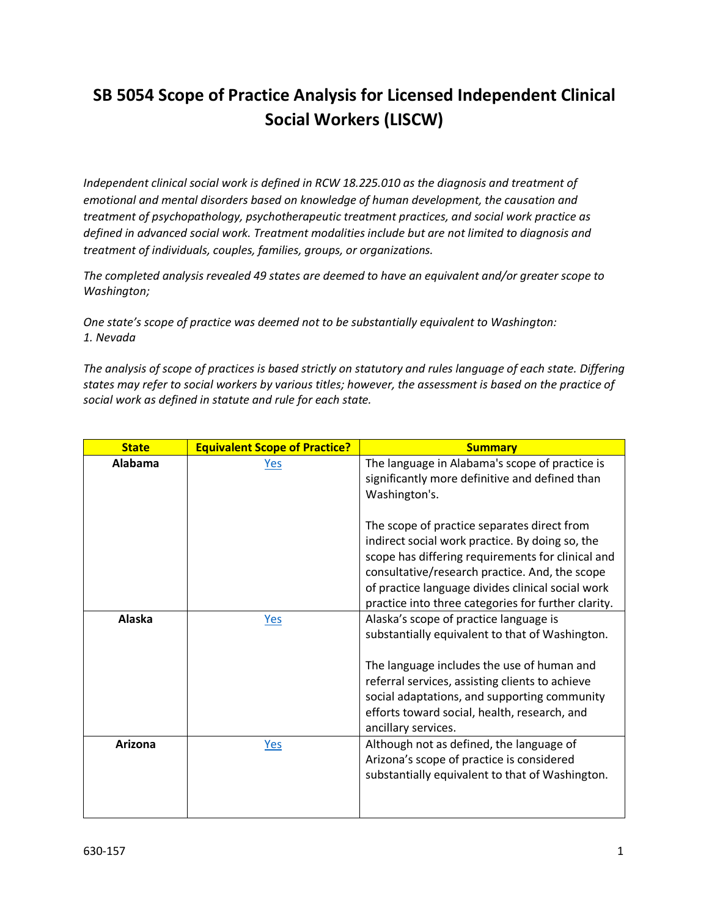# SB 5054 Scope of Practice Analysis for Licensed Independent Clinical Social Workers (LISCW)

*Independent clinical social work is defined in RCW 18.225.010 as the diagnosis and treatment of emotional and mental disorders based on knowledge of human development, the causation and treatment of psychopathology, psychotherapeutic treatment practices, and social work practice as defined in advanced social work. Treatment modalities include but are not limited to diagnosis and treatment of individuals, couples, families, groups, or organizations.*

*The completed analysis revealed 49 states are deemed to have an equivalent and/or greater scope to Washington;*

*One state's scope of practice was deemed not to be substantially equivalent to Washington:*
*1. Nevada*

*The analysis of scope of practices is based strictly on statutory and rules language of each state. Differing states may refer to social workers by various titles; however, the assessment is based on the practice of social work as defined in statute and rule for each state.*

| State | Equivalent Scope of Practice? | Summary |
|---|---|---|
| **Alabama** | Yes | The language in Alabama's scope of practice is significantly more definitive and defined than Washington's.<br><br>The scope of practice separates direct from indirect social work practice. By doing so, the scope has differing requirements for clinical and consultative/research practice. And, the scope of practice language divides clinical social work practice into three categories for further clarity. |
| **Alaska** | Yes | Alaska's scope of practice language is substantially equivalent to that of Washington.<br><br>The language includes the use of human and referral services, assisting clients to achieve social adaptations, and supporting community efforts toward social, health, research, and ancillary services. |
| **Arizona** | Yes | Although not as defined, the language of Arizona's scope of practice is considered substantially equivalent to that of Washington. |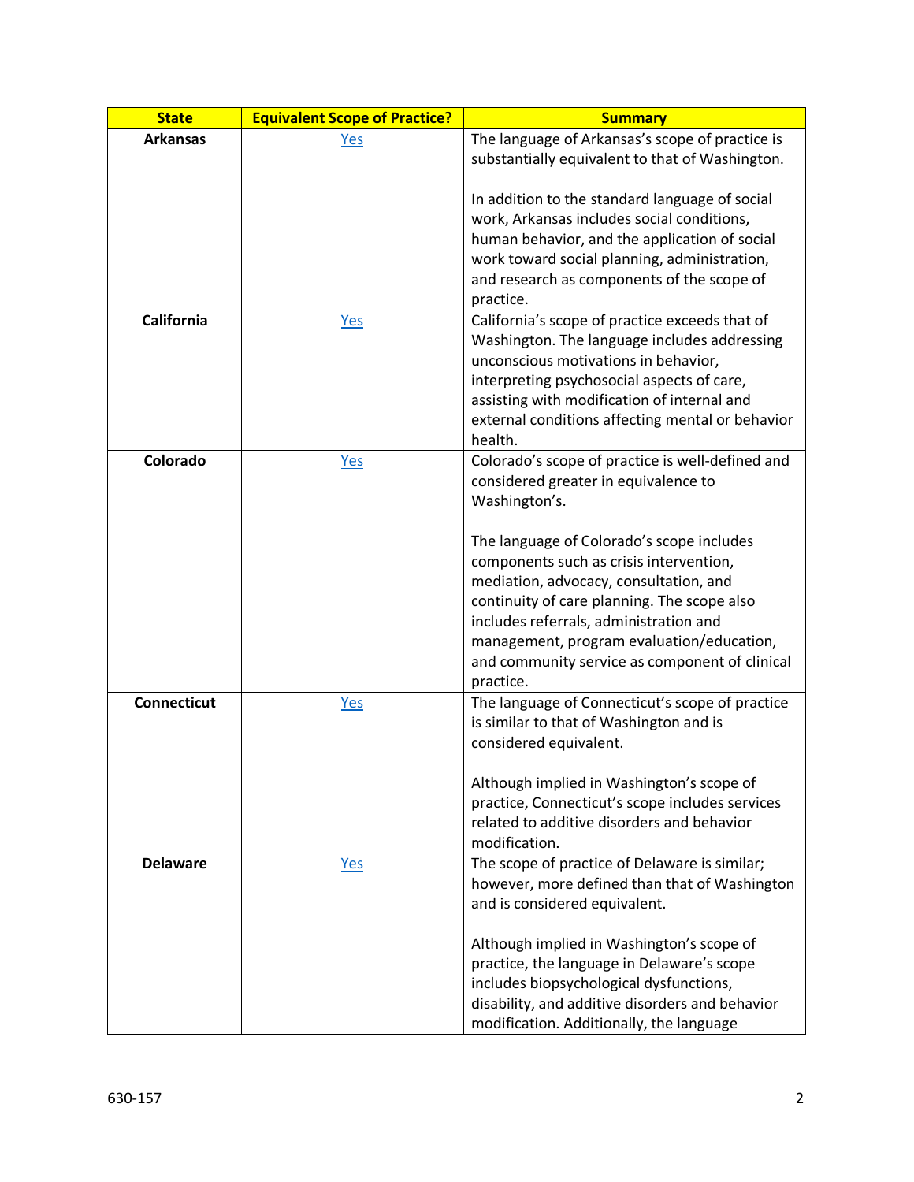| State | Equivalent Scope of Practice? | Summary |
| --- | --- | --- |
| **Arkansas** | Yes | The language of Arkansas's scope of practice is substantially equivalent to that of Washington.<br><br>In addition to the standard language of social work, Arkansas includes social conditions, human behavior, and the application of social work toward social planning, administration, and research as components of the scope of practice. |
| **California** | Yes | California's scope of practice exceeds that of Washington. The language includes addressing unconscious motivations in behavior, interpreting psychosocial aspects of care, assisting with modification of internal and external conditions affecting mental or behavior health. |
| **Colorado** | Yes | Colorado's scope of practice is well-defined and considered greater in equivalence to Washington's.<br><br>The language of Colorado's scope includes components such as crisis intervention, mediation, advocacy, consultation, and continuity of care planning. The scope also includes referrals, administration and management, program evaluation/education, and community service as component of clinical practice. |
| **Connecticut** | Yes | The language of Connecticut's scope of practice is similar to that of Washington and is considered equivalent.<br><br>Although implied in Washington's scope of practice, Connecticut's scope includes services related to additive disorders and behavior modification. |
| **Delaware** | Yes | The scope of practice of Delaware is similar; however, more defined than that of Washington and is considered equivalent.<br><br>Although implied in Washington's scope of practice, the language in Delaware's scope includes biopsychological dysfunctions, disability, and additive disorders and behavior modification. Additionally, the language |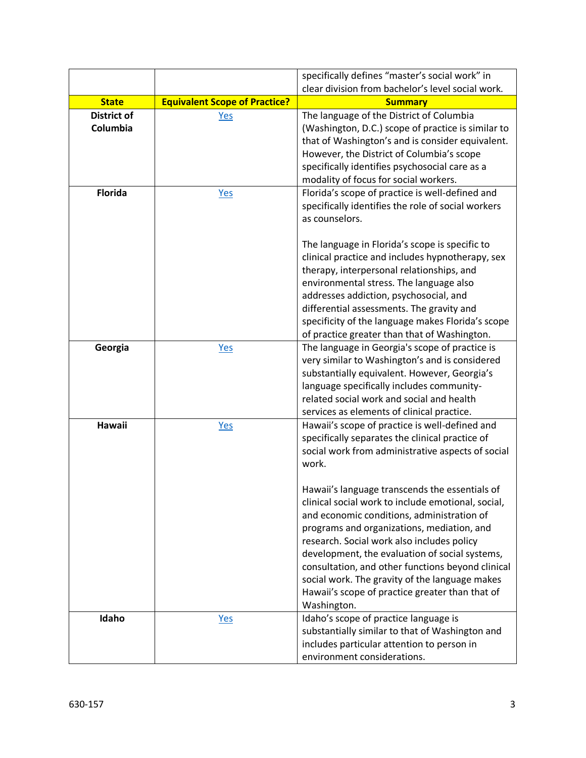| | | specifically defines “master’s social work” in clear division from bachelor’s level social work. |
|---|---|---|
| **State** | **Equivalent Scope of Practice?** | **Summary** |
| **District of Columbia** | Yes | The language of the District of Columbia (Washington, D.C.) scope of practice is similar to that of Washington’s and is consider equivalent. However, the District of Columbia’s scope specifically identifies psychosocial care as a modality of focus for social workers. |
| **Florida** | Yes | Florida’s scope of practice is well-defined and specifically identifies the role of social workers as counselors.<br><br>The language in Florida’s scope is specific to clinical practice and includes hypnotherapy, sex therapy, interpersonal relationships, and environmental stress. The language also addresses addiction, psychosocial, and differential assessments. The gravity and specificity of the language makes Florida’s scope of practice greater than that of Washington. |
| **Georgia** | Yes | The language in Georgia's scope of practice is very similar to Washington’s and is considered substantially equivalent. However, Georgia’s language specifically includes community-related social work and social and health services as elements of clinical practice. |
| **Hawaii** | Yes | Hawaii’s scope of practice is well-defined and specifically separates the clinical practice of social work from administrative aspects of social work.<br><br>Hawaii’s language transcends the essentials of clinical social work to include emotional, social, and economic conditions, administration of programs and organizations, mediation, and research. Social work also includes policy development, the evaluation of social systems, consultation, and other functions beyond clinical social work. The gravity of the language makes Hawaii’s scope of practice greater than that of Washington. |
| **Idaho** | Yes | Idaho’s scope of practice language is substantially similar to that of Washington and includes particular attention to person in environment considerations. |

630-157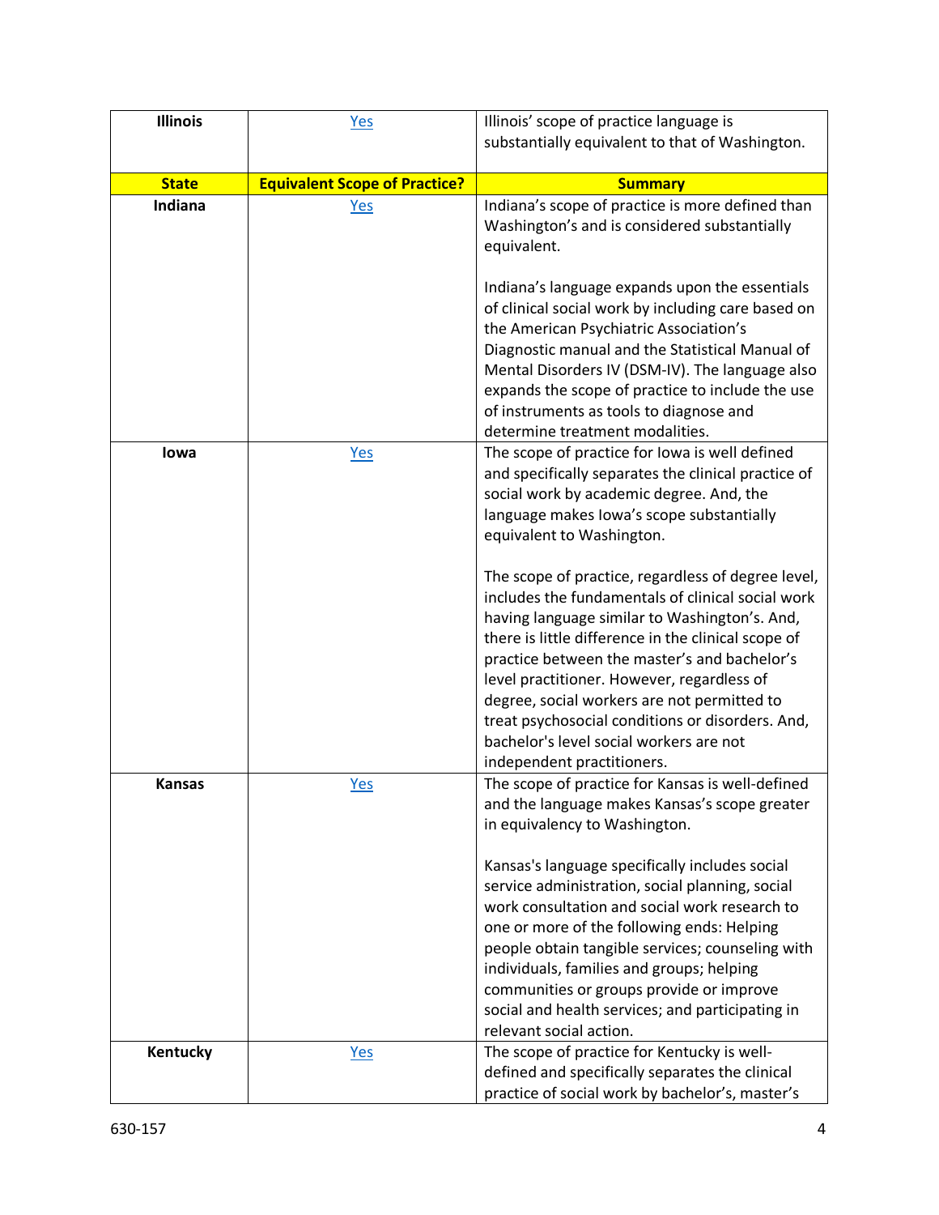| State | Equivalent Scope of Practice? | Summary |
| --- | --- | --- |
| **Illinois** | Yes | Illinois' scope of practice language is substantially equivalent to that of Washington. |
| **Indiana** | Yes | Indiana's scope of practice is more defined than Washington's and is considered substantially equivalent.<br><br>Indiana's language expands upon the essentials of clinical social work by including care based on the American Psychiatric Association's Diagnostic manual and the Statistical Manual of Mental Disorders IV (DSM-IV). The language also expands the scope of practice to include the use of instruments as tools to diagnose and determine treatment modalities. |
| **Iowa** | Yes | The scope of practice for Iowa is well defined and specifically separates the clinical practice of social work by academic degree. And, the language makes Iowa's scope substantially equivalent to Washington.<br><br>The scope of practice, regardless of degree level, includes the fundamentals of clinical social work having language similar to Washington's. And, there is little difference in the clinical scope of practice between the master's and bachelor's level practitioner. However, regardless of degree, social workers are not permitted to treat psychosocial conditions or disorders. And, bachelor's level social workers are not independent practitioners. |
| **Kansas** | Yes | The scope of practice for Kansas is well-defined and the language makes Kansas's scope greater in equivalency to Washington.<br><br>Kansas's language specifically includes social service administration, social planning, social work consultation and social work research to one or more of the following ends: Helping people obtain tangible services; counseling with individuals, families and groups; helping communities or groups provide or improve social and health services; and participating in relevant social action. |
| **Kentucky** | Yes | The scope of practice for Kentucky is well-defined and specifically separates the clinical practice of social work by bachelor's, master's |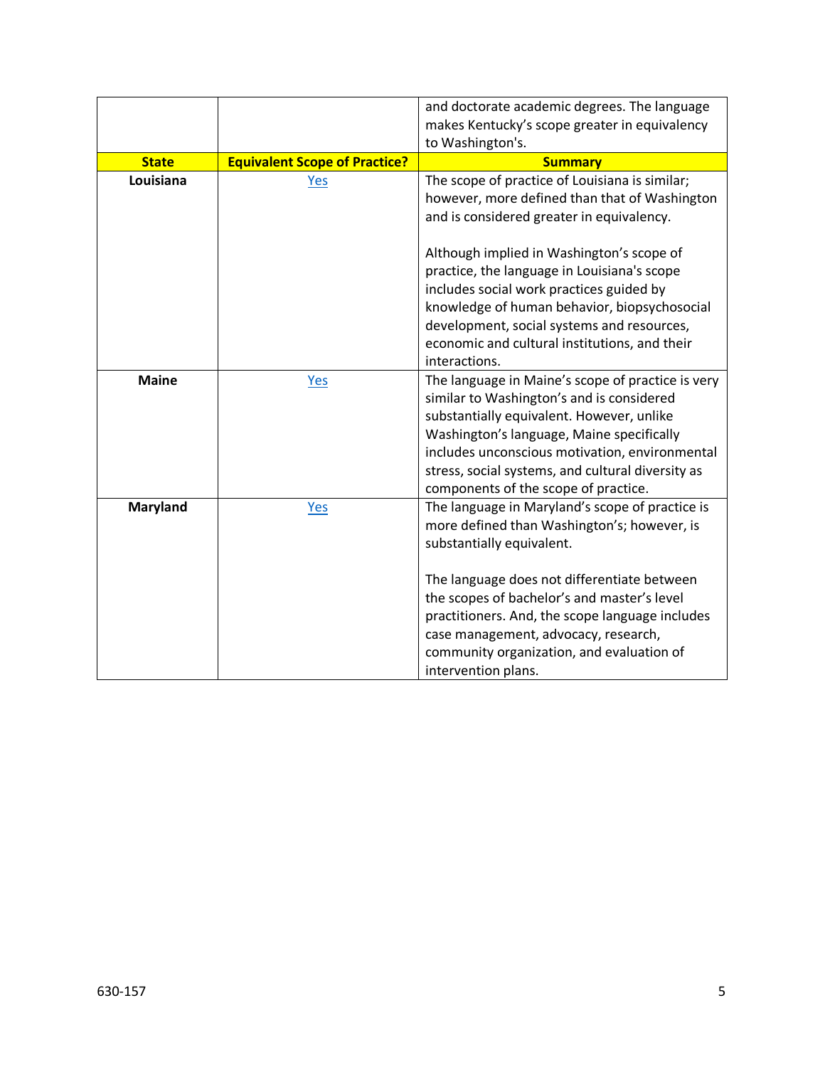| State | Equivalent Scope of Practice? | Summary |
|---|---|---|
| | | and doctorate academic degrees. The language makes Kentucky's scope greater in equivalency to Washington's. |
| **Louisiana** | Yes | The scope of practice of Louisiana is similar; however, more defined than that of Washington and is considered greater in equivalency.<br><br>Although implied in Washington's scope of practice, the language in Louisiana's scope includes social work practices guided by knowledge of human behavior, biopsychosocial development, social systems and resources, economic and cultural institutions, and their interactions. |
| **Maine** | Yes | The language in Maine's scope of practice is very similar to Washington's and is considered substantially equivalent. However, unlike Washington's language, Maine specifically includes unconscious motivation, environmental stress, social systems, and cultural diversity as components of the scope of practice. |
| **Maryland** | Yes | The language in Maryland's scope of practice is more defined than Washington's; however, is substantially equivalent.<br><br>The language does not differentiate between the scopes of bachelor's and master's level practitioners. And, the scope language includes case management, advocacy, research, community organization, and evaluation of intervention plans. |

630-157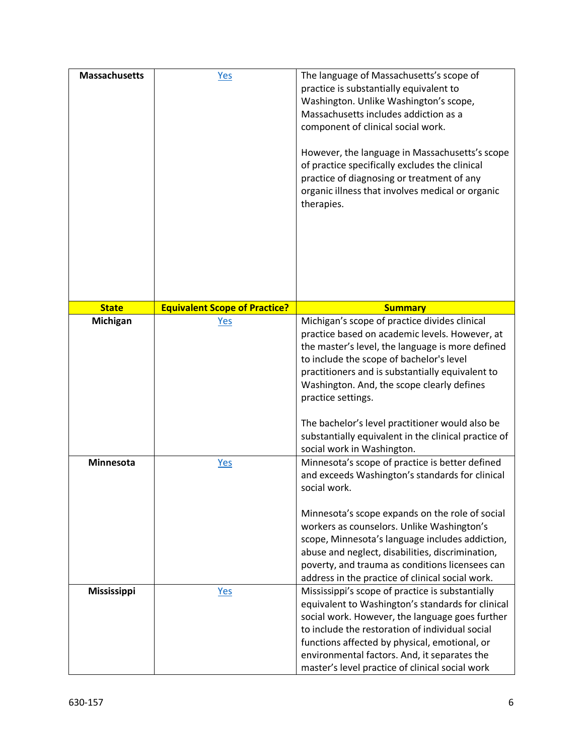| State | Equivalent Scope of Practice? | Summary |
|---|---|---|
| **Massachusetts** | Yes | The language of Massachusetts's scope of practice is substantially equivalent to Washington. Unlike Washington's scope, Massachusetts includes addiction as a component of clinical social work.<br><br>However, the language in Massachusetts's scope of practice specifically excludes the clinical practice of diagnosing or treatment of any organic illness that involves medical or organic therapies. |
| **Michigan** | Yes | Michigan's scope of practice divides clinical practice based on academic levels. However, at the master's level, the language is more defined to include the scope of bachelor's level practitioners and is substantially equivalent to Washington. And, the scope clearly defines practice settings.<br><br>The bachelor's level practitioner would also be substantially equivalent in the clinical practice of social work in Washington. |
| **Minnesota** | Yes | Minnesota's scope of practice is better defined and exceeds Washington's standards for clinical social work.<br><br>Minnesota's scope expands on the role of social workers as counselors. Unlike Washington's scope, Minnesota's language includes addiction, abuse and neglect, disabilities, discrimination, poverty, and trauma as conditions licensees can address in the practice of clinical social work. |
| **Mississippi** | Yes | Mississippi's scope of practice is substantially equivalent to Washington's standards for clinical social work. However, the language goes further to include the restoration of individual social functions affected by physical, emotional, or environmental factors. And, it separates the master's level practice of clinical social work |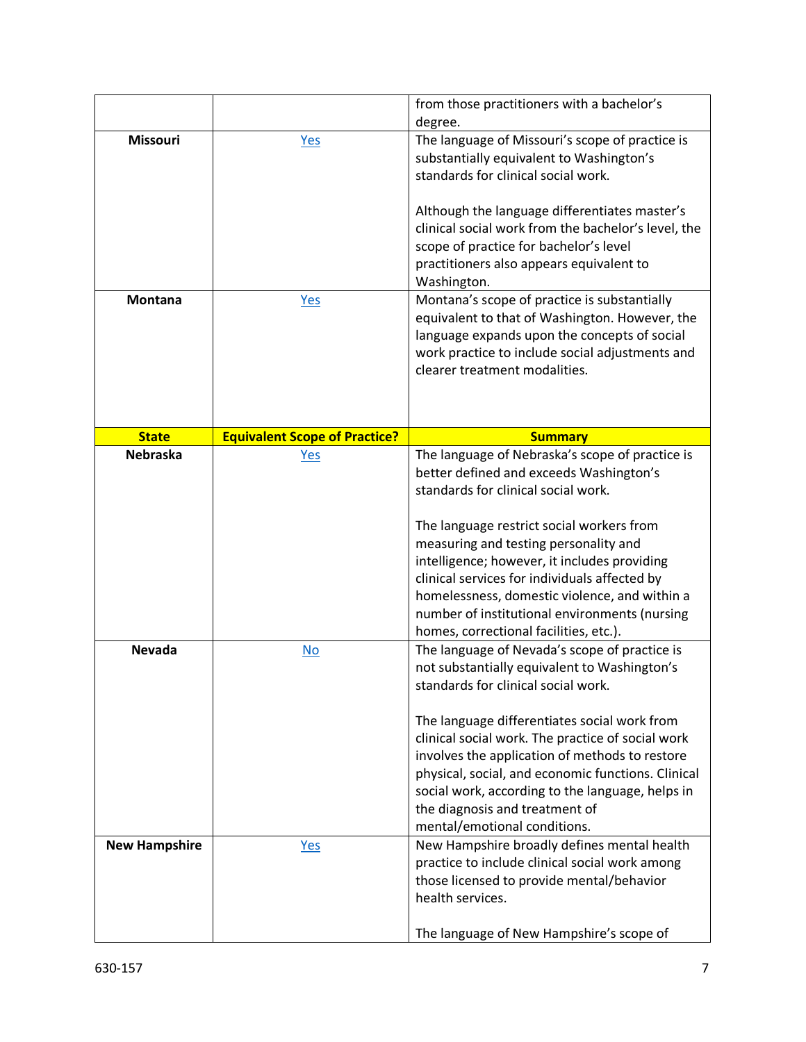| State | Equivalent Scope of Practice? | Summary |
|---|---|---|
| | | from those practitioners with a bachelor's degree. |
| **Missouri** | Yes | The language of Missouri's scope of practice is substantially equivalent to Washington's standards for clinical social work.<br><br>Although the language differentiates master's clinical social work from the bachelor's level, the scope of practice for bachelor's level practitioners also appears equivalent to Washington. |
| **Montana** | Yes | Montana's scope of practice is substantially equivalent to that of Washington. However, the language expands upon the concepts of social work practice to include social adjustments and clearer treatment modalities. |
| **Nebraska** | Yes | The language of Nebraska's scope of practice is better defined and exceeds Washington's standards for clinical social work.<br><br>The language restrict social workers from measuring and testing personality and intelligence; however, it includes providing clinical services for individuals affected by homelessness, domestic violence, and within a number of institutional environments (nursing homes, correctional facilities, etc.). |
| **Nevada** | No | The language of Nevada's scope of practice is not substantially equivalent to Washington's standards for clinical social work.<br><br>The language differentiates social work from clinical social work. The practice of social work involves the application of methods to restore physical, social, and economic functions. Clinical social work, according to the language, helps in the diagnosis and treatment of mental/emotional conditions. |
| **New Hampshire** | Yes | New Hampshire broadly defines mental health practice to include clinical social work among those licensed to provide mental/behavior health services.<br><br>The language of New Hampshire's scope of |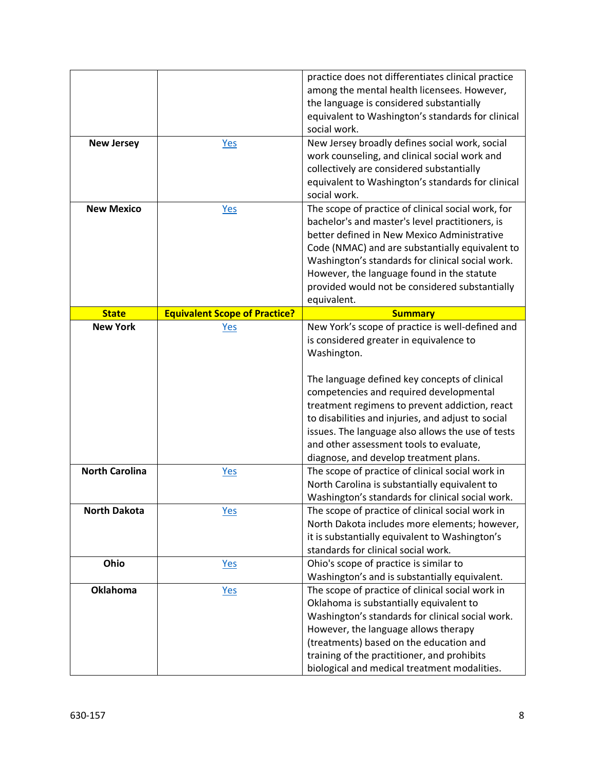| State | Equivalent Scope of Practice? | Summary |
|---|---|---|
| | | practice does not differentiates clinical practice among the mental health licensees. However, the language is considered substantially equivalent to Washington's standards for clinical social work. |
| **New Jersey** | Yes | New Jersey broadly defines social work, social work counseling, and clinical social work and collectively are considered substantially equivalent to Washington's standards for clinical social work. |
| **New Mexico** | Yes | The scope of practice of clinical social work, for bachelor's and master's level practitioners, is better defined in New Mexico Administrative Code (NMAC) and are substantially equivalent to Washington's standards for clinical social work. However, the language found in the statute provided would not be considered substantially equivalent. |
| **New York** | Yes | New York's scope of practice is well-defined and is considered greater in equivalence to Washington.<br><br>The language defined key concepts of clinical competencies and required developmental treatment regimens to prevent addiction, react to disabilities and injuries, and adjust to social issues. The language also allows the use of tests and other assessment tools to evaluate, diagnose, and develop treatment plans. |
| **North Carolina** | Yes | The scope of practice of clinical social work in North Carolina is substantially equivalent to Washington's standards for clinical social work. |
| **North Dakota** | Yes | The scope of practice of clinical social work in North Dakota includes more elements; however, it is substantially equivalent to Washington's standards for clinical social work. |
| **Ohio** | Yes | Ohio's scope of practice is similar to Washington's and is substantially equivalent. |
| **Oklahoma** | Yes | The scope of practice of clinical social work in Oklahoma is substantially equivalent to Washington's standards for clinical social work. However, the language allows therapy (treatments) based on the education and training of the practitioner, and prohibits biological and medical treatment modalities. |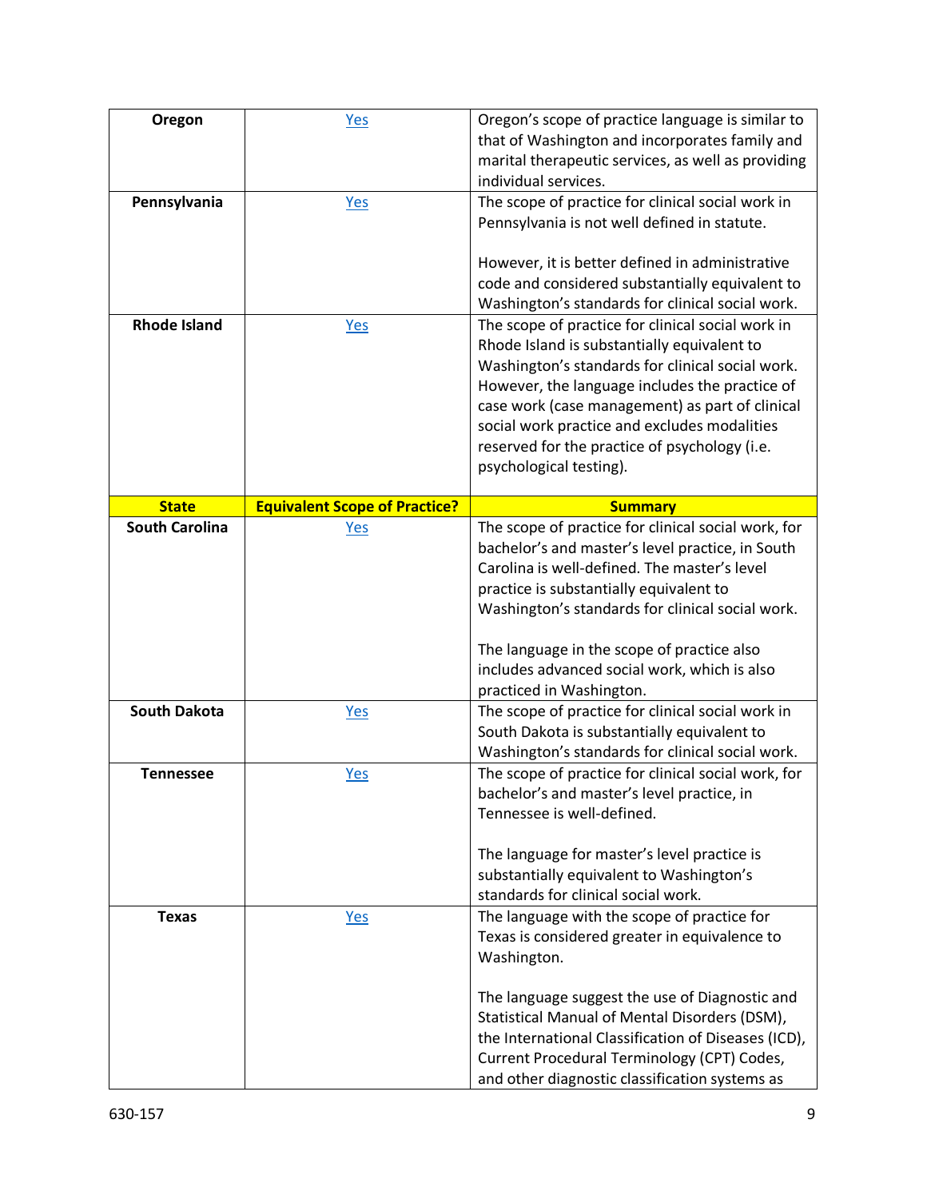| State | Equivalent Scope of Practice? | Summary |
|---|---|---|
| **Oregon** | Yes | Oregon's scope of practice language is similar to that of Washington and incorporates family and marital therapeutic services, as well as providing individual services. |
| **Pennsylvania** | Yes | The scope of practice for clinical social work in Pennsylvania is not well defined in statute.<br><br>However, it is better defined in administrative code and considered substantially equivalent to Washington's standards for clinical social work. |
| **Rhode Island** | Yes | The scope of practice for clinical social work in Rhode Island is substantially equivalent to Washington's standards for clinical social work. However, the language includes the practice of case work (case management) as part of clinical social work practice and excludes modalities reserved for the practice of psychology (i.e. psychological testing). |
| **South Carolina** | Yes | The scope of practice for clinical social work, for bachelor's and master's level practice, in South Carolina is well-defined. The master's level practice is substantially equivalent to Washington's standards for clinical social work.<br><br>The language in the scope of practice also includes advanced social work, which is also practiced in Washington. |
| **South Dakota** | Yes | The scope of practice for clinical social work in South Dakota is substantially equivalent to Washington's standards for clinical social work. |
| **Tennessee** | Yes | The scope of practice for clinical social work, for bachelor's and master's level practice, in Tennessee is well-defined.<br><br>The language for master's level practice is substantially equivalent to Washington's standards for clinical social work. |
| **Texas** | Yes | The language with the scope of practice for Texas is considered greater in equivalence to Washington.<br><br>The language suggest the use of Diagnostic and Statistical Manual of Mental Disorders (DSM), the International Classification of Diseases (ICD), Current Procedural Terminology (CPT) Codes, and other diagnostic classification systems as |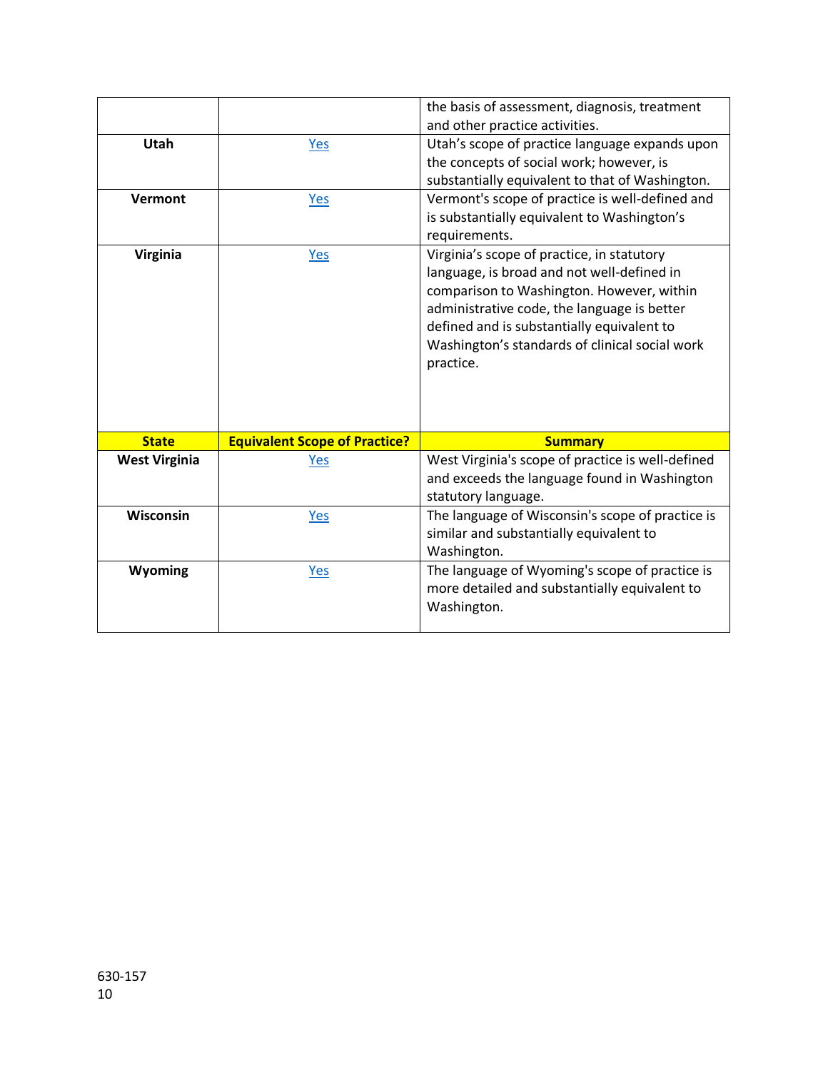| State | Equivalent Scope of Practice? | Summary |
|---|---|---|
| | | the basis of assessment, diagnosis, treatment and other practice activities. |
| **Utah** | Yes | Utah's scope of practice language expands upon the concepts of social work; however, is substantially equivalent to that of Washington. |
| **Vermont** | Yes | Vermont's scope of practice is well-defined and is substantially equivalent to Washington's requirements. |
| **Virginia** | Yes | Virginia's scope of practice, in statutory language, is broad and not well-defined in comparison to Washington. However, within administrative code, the language is better defined and is substantially equivalent to Washington's standards of clinical social work practice. |
| **West Virginia** | Yes | West Virginia's scope of practice is well-defined and exceeds the language found in Washington statutory language. |
| **Wisconsin** | Yes | The language of Wisconsin's scope of practice is similar and substantially equivalent to Washington. |
| **Wyoming** | Yes | The language of Wyoming's scope of practice is more detailed and substantially equivalent to Washington. |

630-157